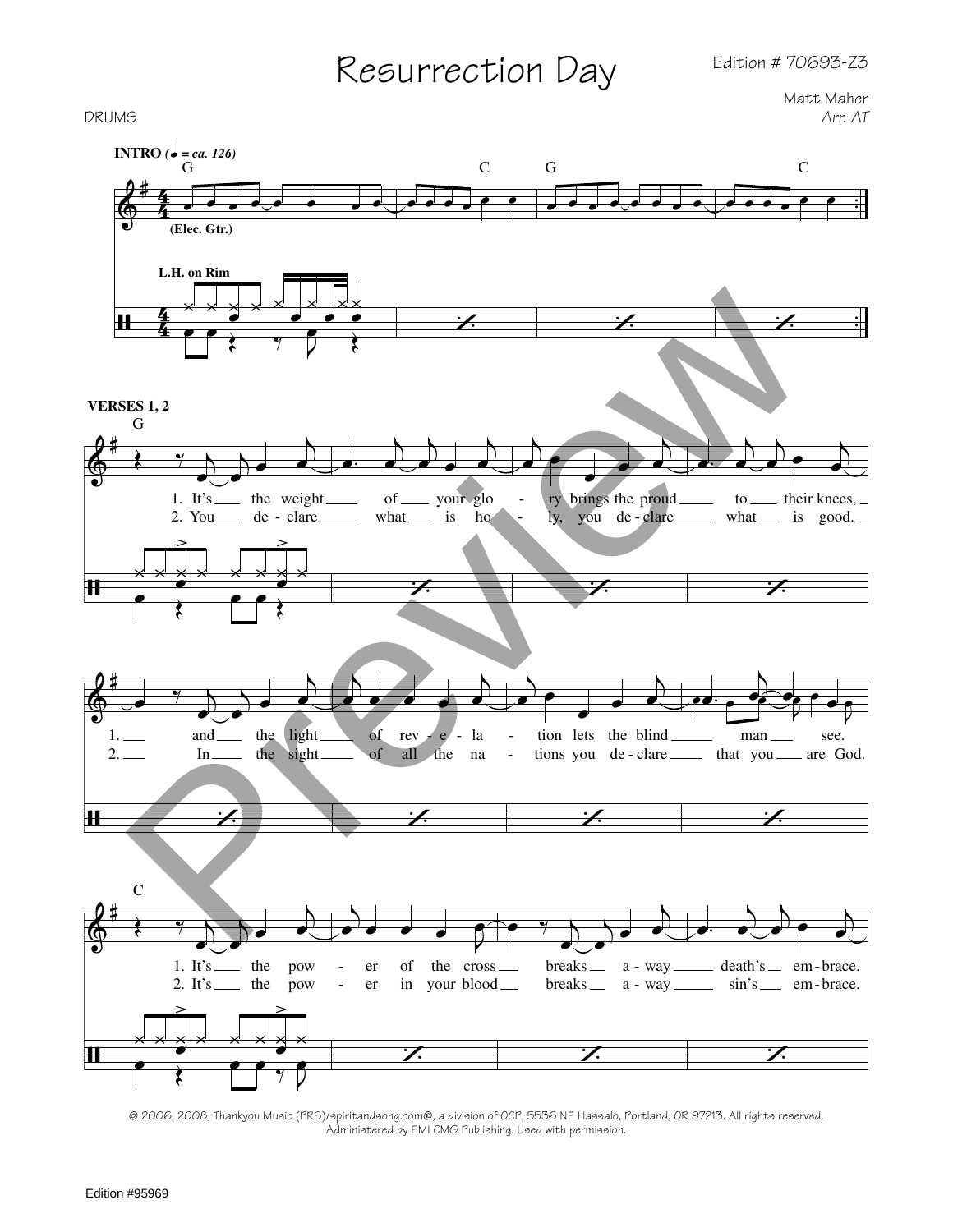# Resurrection Day

Edition # 70693-Z3

DRUMS

Matt Maher
*Arr. AT*

**INTRO** (♩ = ca. 126)

G C G C

(Elec. Gtr.)

L.H. on Rim

**VERSES 1, 2**

G

1. It's the weight of your glo - ry brings the proud to their knees,
2. You de - clare what is ho - ly, you de - clare what is good.

1. and the light of rev - e - la - tion lets the blind man see.
2. In the sight of all the na - tions you de - clare that you are God.

C

1. It's the pow - er of the cross breaks a - way death's em - brace.
2. It's the pow - er in your blood breaks a - way sin's em - brace.

© 2006, 2008, Thankyou Music (PRS)/spiritandsong.com®, a division of OCP, 5536 NE Hassalo, Portland, OR 97213. All rights reserved. Administered by EMI CMG Publishing. Used with permission.

Edition #95969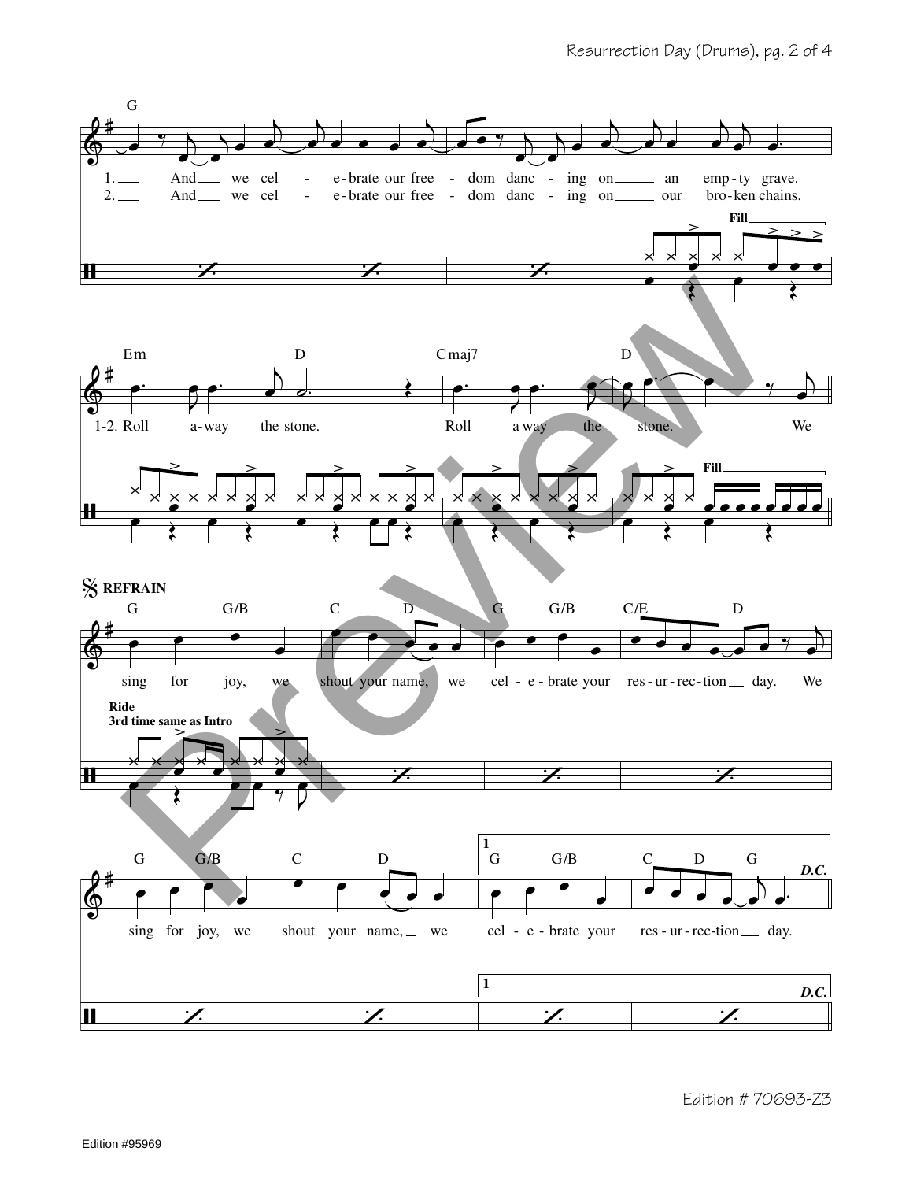G

1. And we cel - e-brate our free - dom danc - ing on an emp-ty grave.
2. And we cel - e-brate our free - dom danc - ing on our bro-ken chains.

Fill

Em D Cmaj7 D

1-2. Roll a-way the stone. Roll a way the stone. We

Fill

𝄋 **REFRAIN**

G G/B C D G G/B C/E D

sing for joy, we shout your name, we cel - e - brate your res - ur - rec - tion day. We

**Ride**
**3rd time same as Intro**

G G/B C D **1** G G/B C D G ***D.C.***

sing for joy, we shout your name, we cel - e - brate your res - ur - rec - tion day.

**1** ***D.C.***

Edition # 70693-Z3

Edition #95969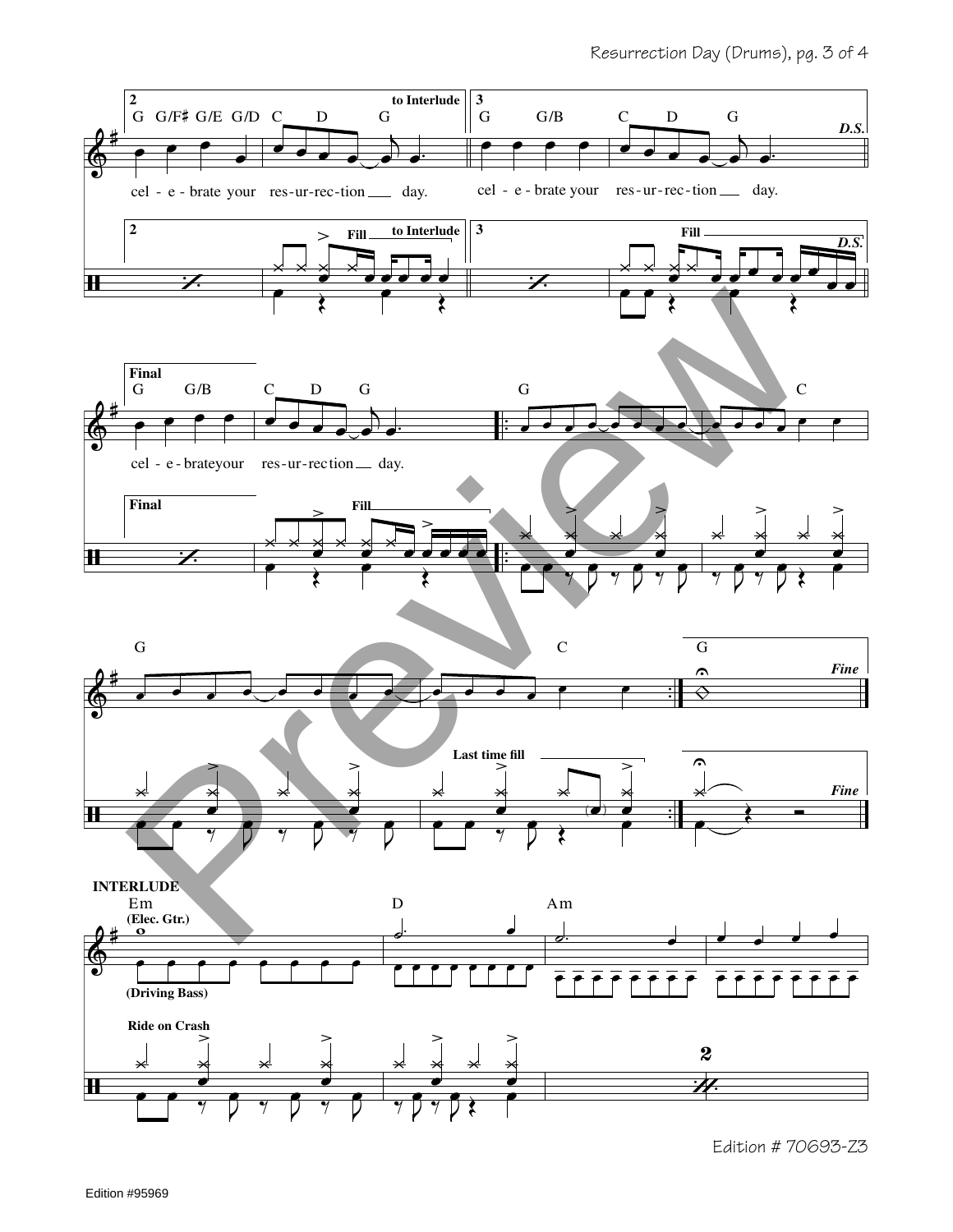**2** | to Interlude

G G/F♯ G/E G/D C D G

cel - e - brate your res-ur-rec-tion ___ day.

**3**

G G/B C D G *D.S.*

cel - e - brate your res-ur-rec-tion ___ day.

**2** Fill to Interlude

**3** Fill *D.S.*

**Final**

G G/B C D G

cel - e - brateyour res-ur-rec-tion ___ day.

G C

**Final** Fill

G C G *Fine*

Last time fill *Fine*

**INTERLUDE**

Em D Am

(Elec. Gtr.)

(Driving Bass)

Ride on Crash

2

Edition # 70693-Z3

Edition #95969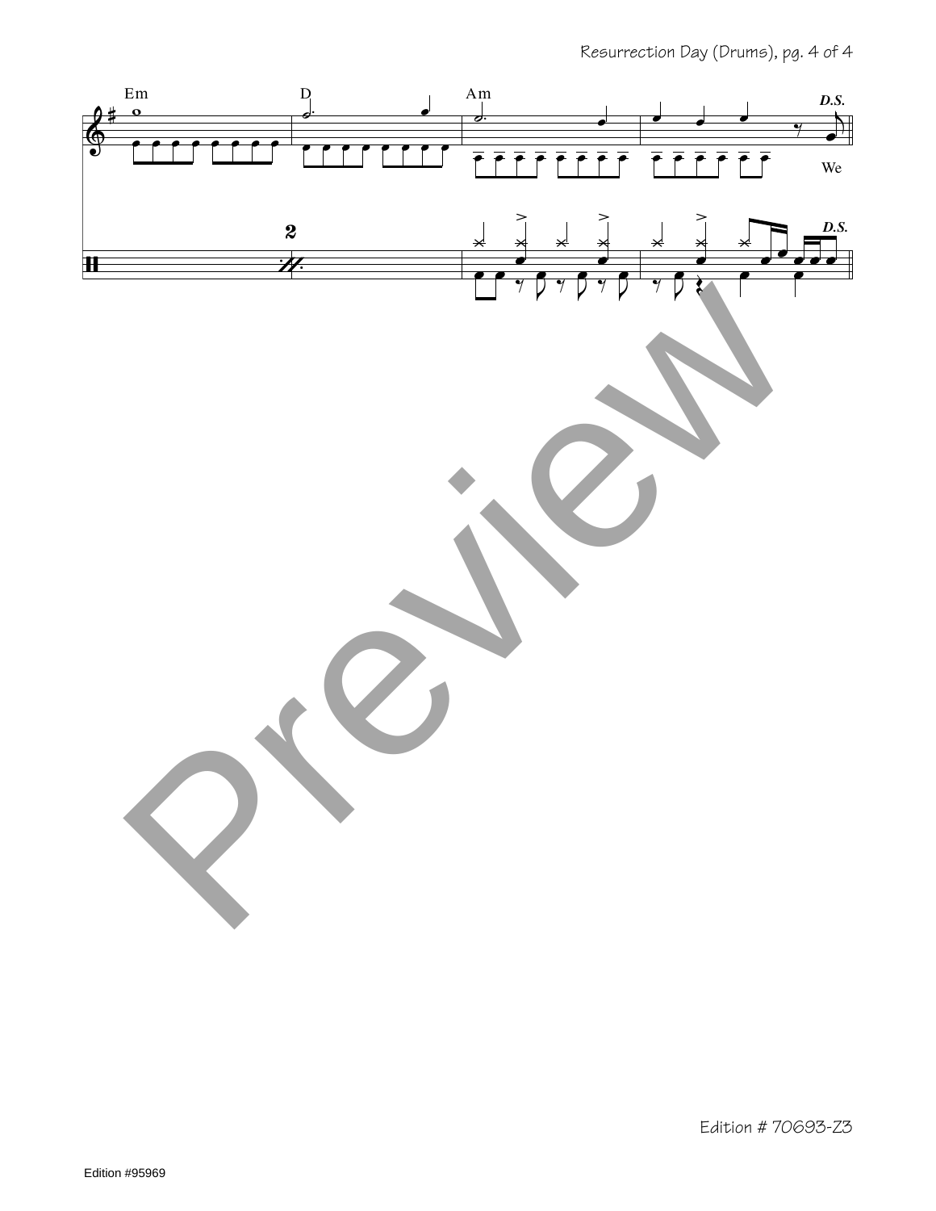Em

D

Am

D.S.

We

2

D.S.

Edition # 70693-Z3

Edition #95969